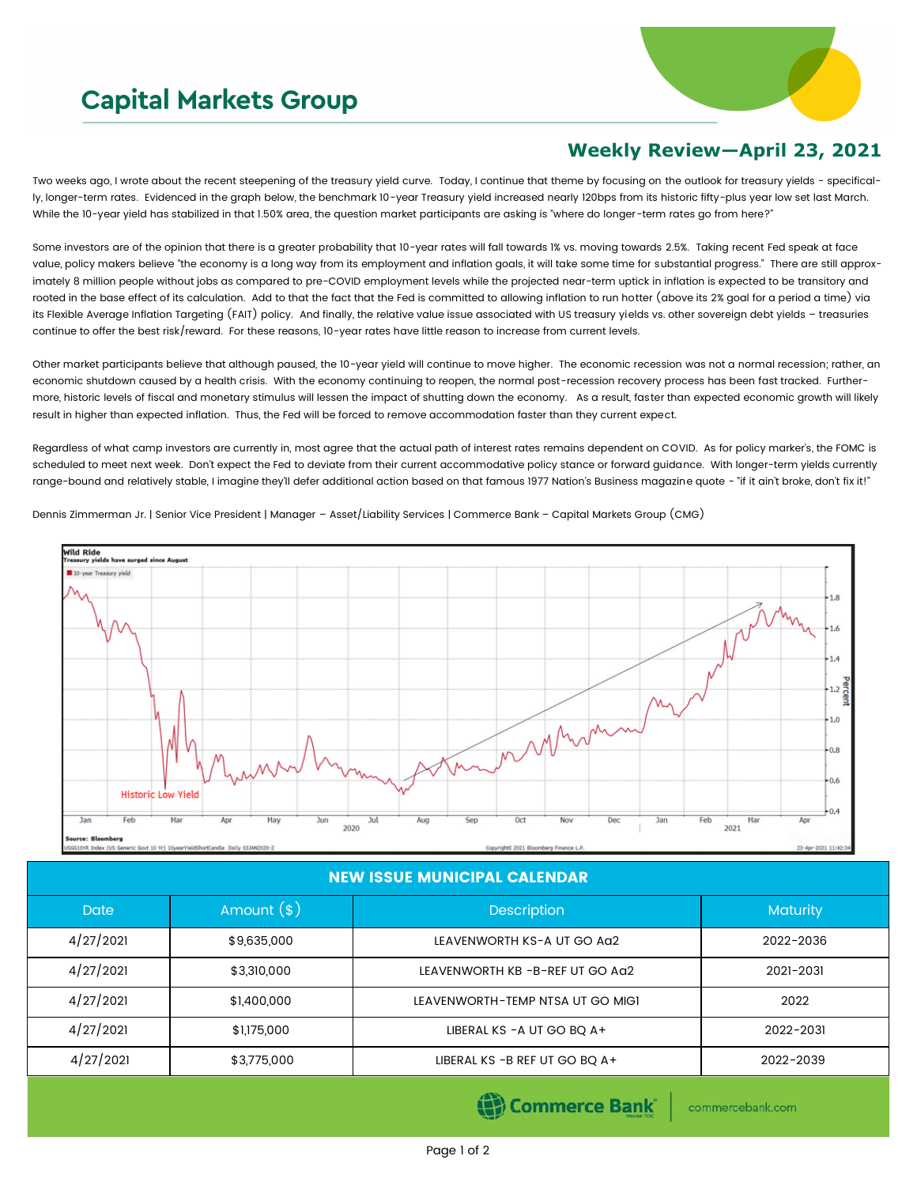# Capital Markets Group

## Weekly Review—April 23, 2021

Two weeks ago, I wrote about the recent steepening of the treasury yield curve. Today, I continue that theme by focusing on the outlook for treasury yields - specifically, longer-term rates. Evidenced in the graph below, the benchmark 10-year Treasury yield increased nearly 120bps from its historic fifty-plus year low set last March. While the 10-year yield has stabilized in that 1.50% area, the question market participants are asking is "where do longer-term rates go from here?"

Some investors are of the opinion that there is a greater probability that 10-year rates will fall towards 1% vs. moving towards 2.5%. Taking recent Fed speak at face value, policy makers believe "the economy is a long way from its employment and inflation goals, it will take some time for substantial progress." There are still approximately 8 million people without jobs as compared to pre-COVID employment levels while the projected near-term uptick in inflation is expected to be transitory and rooted in the base effect of its calculation. Add to that the fact that the Fed is committed to allowing inflation to run hotter (above its 2% goal for a period a time) via its Flexible Average Inflation Targeting (FAIT) policy. And finally, the relative value issue associated with US treasury yields vs. other sovereign debt yields – treasuries continue to offer the best risk/reward. For these reasons, 10-year rates have little reason to increase from current levels.

Other market participants believe that although paused, the 10-year yield will continue to move higher. The economic recession was not a normal recession; rather, an economic shutdown caused by a health crisis. With the economy continuing to reopen, the normal post-recession recovery process has been fast tracked. Furthermore, historic levels of fiscal and monetary stimulus will lessen the impact of shutting down the economy. As a result, faster than expected economic growth will likely result in higher than expected inflation. Thus, the Fed will be forced to remove accommodation faster than they current expect.

Regardless of what camp investors are currently in, most agree that the actual path of interest rates remains dependent on COVID. As for policy marker's, the FOMC is scheduled to meet next week. Don't expect the Fed to deviate from their current accommodative policy stance or forward guidance. With longer-term yields currently range-bound and relatively stable, I imagine they'll defer additional action based on that famous 1977 Nation's Business magazine quote - "if it ain't broke, don't fix it!"

Dennis Zimmerman Jr. | Senior Vice President | Manager – Asset/Liability Services | Commerce Bank – Capital Markets Group (CMG)

| NEW ISSUE MUNICIPAL CALENDAR | | | |
|---|---|---|---|
| Date | Amount ($) | Description | Maturity |
| 4/27/2021 | $9,635,000 | LEAVENWORTH KS-A UT GO Aa2 | 2022-2036 |
| 4/27/2021 | $3,310,000 | LEAVENWORTH KB -B-REF UT GO Aa2 | 2021-2031 |
| 4/27/2021 | $1,400,000 | LEAVENWORTH-TEMP NTSA UT GO MIG1 | 2022 |
| 4/27/2021 | $1,175,000 | LIBERAL KS -A UT GO BQ A+ | 2022-2031 |
| 4/27/2021 | $3,775,000 | LIBERAL KS -B REF UT GO BQ A+ | 2022-2039 |

Commerce Bank | commercebank.com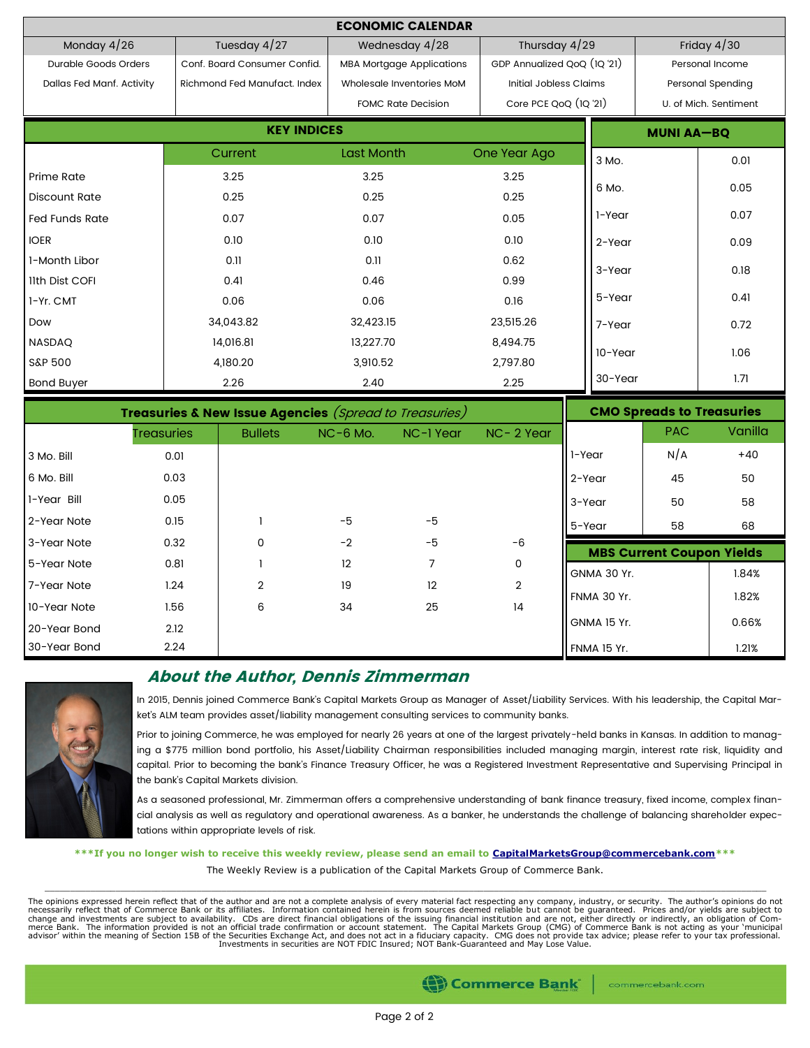## ECONOMIC CALENDAR

| Monday 4/26 | Tuesday 4/27 | Wednesday 4/28 | Thursday 4/29 | Friday 4/30 |
|---|---|---|---|---|
| Durable Goods Orders | Conf. Board Consumer Confid. | MBA Mortgage Applications | GDP Annualized QoQ (1Q '21) | Personal Income |
| Dallas Fed Manf. Activity | Richmond Fed Manufact. Index | Wholesale Inventories MoM | Initial Jobless Claims | Personal Spending |
| | | FOMC Rate Decision | Core PCE QoQ (1Q '21) | U. of Mich. Sentiment |

## KEY INDICES

| | Current | Last Month | One Year Ago |
|---|---|---|---|
| Prime Rate | 3.25 | 3.25 | 3.25 |
| Discount Rate | 0.25 | 0.25 | 0.25 |
| Fed Funds Rate | 0.07 | 0.07 | 0.05 |
| IOER | 0.10 | 0.10 | 0.10 |
| 1-Month Libor | 0.11 | 0.11 | 0.62 |
| 11th Dist COFI | 0.41 | 0.46 | 0.99 |
| 1-Yr. CMT | 0.06 | 0.06 | 0.16 |
| Dow | 34,043.82 | 32,423.15 | 23,515.26 |
| NASDAQ | 14,016.81 | 13,227.70 | 8,494.75 |
| S&P 500 | 4,180.20 | 3,910.52 | 2,797.80 |
| Bond Buyer | 2.26 | 2.40 | 2.25 |

## MUNI AA—BQ

| | |
|---|---|
| 3 Mo. | 0.01 |
| 6 Mo. | 0.05 |
| 1-Year | 0.07 |
| 2-Year | 0.09 |
| 3-Year | 0.18 |
| 5-Year | 0.41 |
| 7-Year | 0.72 |
| 10-Year | 1.06 |
| 30-Year | 1.71 |

## Treasuries & New Issue Agencies *(Spread to Treasuries)*

| | Treasuries | Bullets | NC-6 Mo. | NC-1 Year | NC- 2 Year |
|---|---|---|---|---|---|
| 3 Mo. Bill | 0.01 | | | | |
| 6 Mo. Bill | 0.03 | | | | |
| 1-Year Bill | 0.05 | | | | |
| 2-Year Note | 0.15 | 1 | -5 | -5 | |
| 3-Year Note | 0.32 | 0 | -2 | -5 | -6 |
| 5-Year Note | 0.81 | 1 | 12 | 7 | 0 |
| 7-Year Note | 1.24 | 2 | 19 | 12 | 2 |
| 10-Year Note | 1.56 | 6 | 34 | 25 | 14 |
| 20-Year Bond | 2.12 | | | | |
| 30-Year Bond | 2.24 | | | | |

## CMO Spreads to Treasuries

| | PAC | Vanilla |
|---|---|---|
| 1-Year | N/A | +40 |
| 2-Year | 45 | 50 |
| 3-Year | 50 | 58 |
| 5-Year | 58 | 68 |

## MBS Current Coupon Yields

| | |
|---|---|
| GNMA 30 Yr. | 1.84% |
| FNMA 30 Yr. | 1.82% |
| GNMA 15 Yr. | 0.66% |
| FNMA 15 Yr. | 1.21% |

## *About the Author, Dennis Zimmerman*

In 2015, Dennis joined Commerce Bank's Capital Markets Group as Manager of Asset/Liability Services. With his leadership, the Capital Market's ALM team provides asset/liability management consulting services to community banks.

Prior to joining Commerce, he was employed for nearly 26 years at one of the largest privately-held banks in Kansas. In addition to managing a $775 million bond portfolio, his Asset/Liability Chairman responsibilities included managing margin, interest rate risk, liquidity and capital. Prior to becoming the bank's Finance Treasury Officer, he was a Registered Investment Representative and Supervising Principal in the bank's Capital Markets division.

As a seasoned professional, Mr. Zimmerman offers a comprehensive understanding of bank finance treasury, fixed income, complex financial analysis as well as regulatory and operational awareness. As a banker, he understands the challenge of balancing shareholder expectations within appropriate levels of risk.

**\*\*\*If you no longer wish to receive this weekly review, please send an email to CapitalMarketsGroup@commercebank.com\*\*\***

The Weekly Review is a publication of the Capital Markets Group of Commerce Bank.

The opinions expressed herein reflect that of the author and are not a complete analysis of every material fact respecting any company, industry, or security. The author's opinions do not necessarily reflect that of Commerce Bank or its affiliates. Information contained herein is from sources deemed reliable but cannot be guaranteed. Prices and/or yields are subject to change and investments are subject to availability. CDs are direct financial obligations of the issuing financial institution and are not, either directly or indirectly, an obligation of Commerce Bank. The information provided is not an official trade confirmation or account statement. The Capital Markets Group (CMG) of Commerce Bank is not acting as your 'municipal advisor' within the meaning of Section 15B of the Securities Exchange Act, and does not act in a fiduciary capacity. CMG does not provide tax advice; please refer to your tax professional. Investments in securities are NOT FDIC Insured; NOT Bank-Guaranteed and May Lose Value.

Commerce Bank | commercebank.com